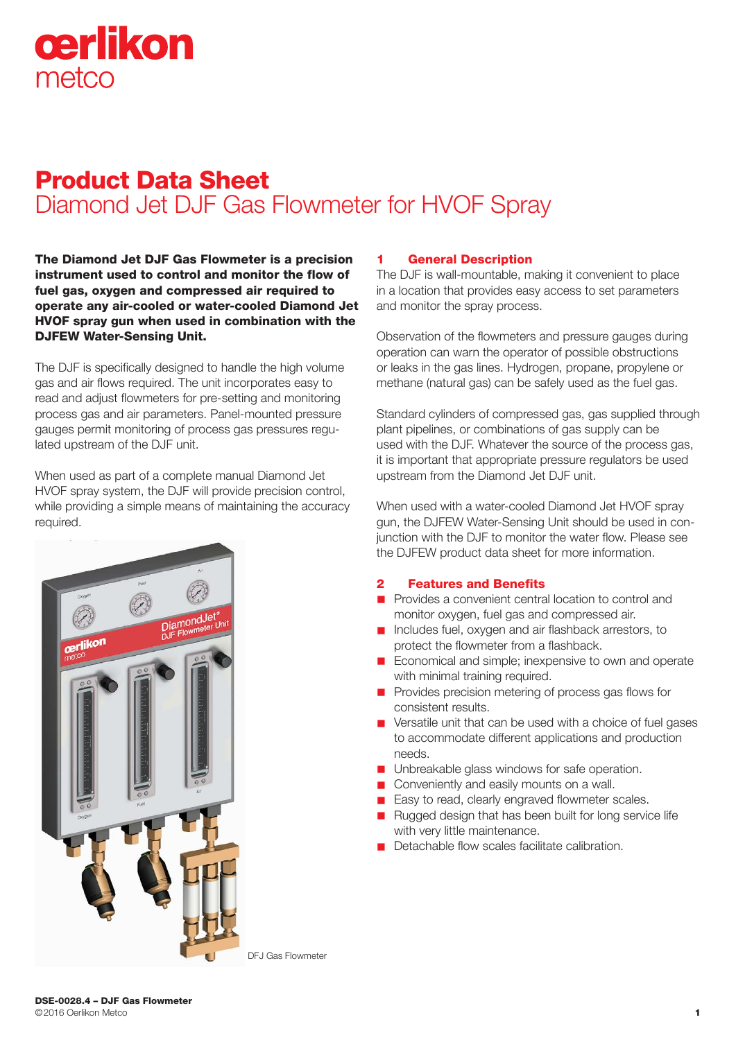# Product Data Sheet

## Diamond Jet DJF Gas Flowmeter for HVOF Spray

**The Diamond Jet DJF Gas Flowmeter is a precision instrument used to control and monitor the flow of fuel gas, oxygen and compressed air required to operate any air-cooled or water-cooled Diamond Jet HVOF spray gun when used in combination with the DJFEW Water-Sensing Unit.**

The DJF is specifically designed to handle the high volume gas and air flows required. The unit incorporates easy to read and adjust flowmeters for pre-setting and monitoring process gas and air parameters. Panel-mounted pressure gauges permit monitoring of process gas pressures regulated upstream of the DJF unit.

When used as part of a complete manual Diamond Jet HVOF spray system, the DJF will provide precision control, while providing a simple means of maintaining the accuracy required.

DFJ Gas Flowmeter

### 1 General Description

The DJF is wall-mountable, making it convenient to place in a location that provides easy access to set parameters and monitor the spray process.

Observation of the flowmeters and pressure gauges during operation can warn the operator of possible obstructions or leaks in the gas lines. Hydrogen, propane, propylene or methane (natural gas) can be safely used as the fuel gas.

Standard cylinders of compressed gas, gas supplied through plant pipelines, or combinations of gas supply can be used with the DJF. Whatever the source of the process gas, it is important that appropriate pressure regulators be used upstream from the Diamond Jet DJF unit.

When used with a water-cooled Diamond Jet HVOF spray gun, the DJFEW Water-Sensing Unit should be used in conjunction with the DJF to monitor the water flow. Please see the DJFEW product data sheet for more information.

### 2 Features and Benefits

- Provides a convenient central location to control and monitor oxygen, fuel gas and compressed air.
- Includes fuel, oxygen and air flashback arrestors, to protect the flowmeter from a flashback.
- Economical and simple; inexpensive to own and operate with minimal training required.
- Provides precision metering of process gas flows for consistent results.
- Versatile unit that can be used with a choice of fuel gases to accommodate different applications and production needs.
- Unbreakable glass windows for safe operation.
- Conveniently and easily mounts on a wall.
- Easy to read, clearly engraved flowmeter scales.
- Rugged design that has been built for long service life with very little maintenance.
- Detachable flow scales facilitate calibration.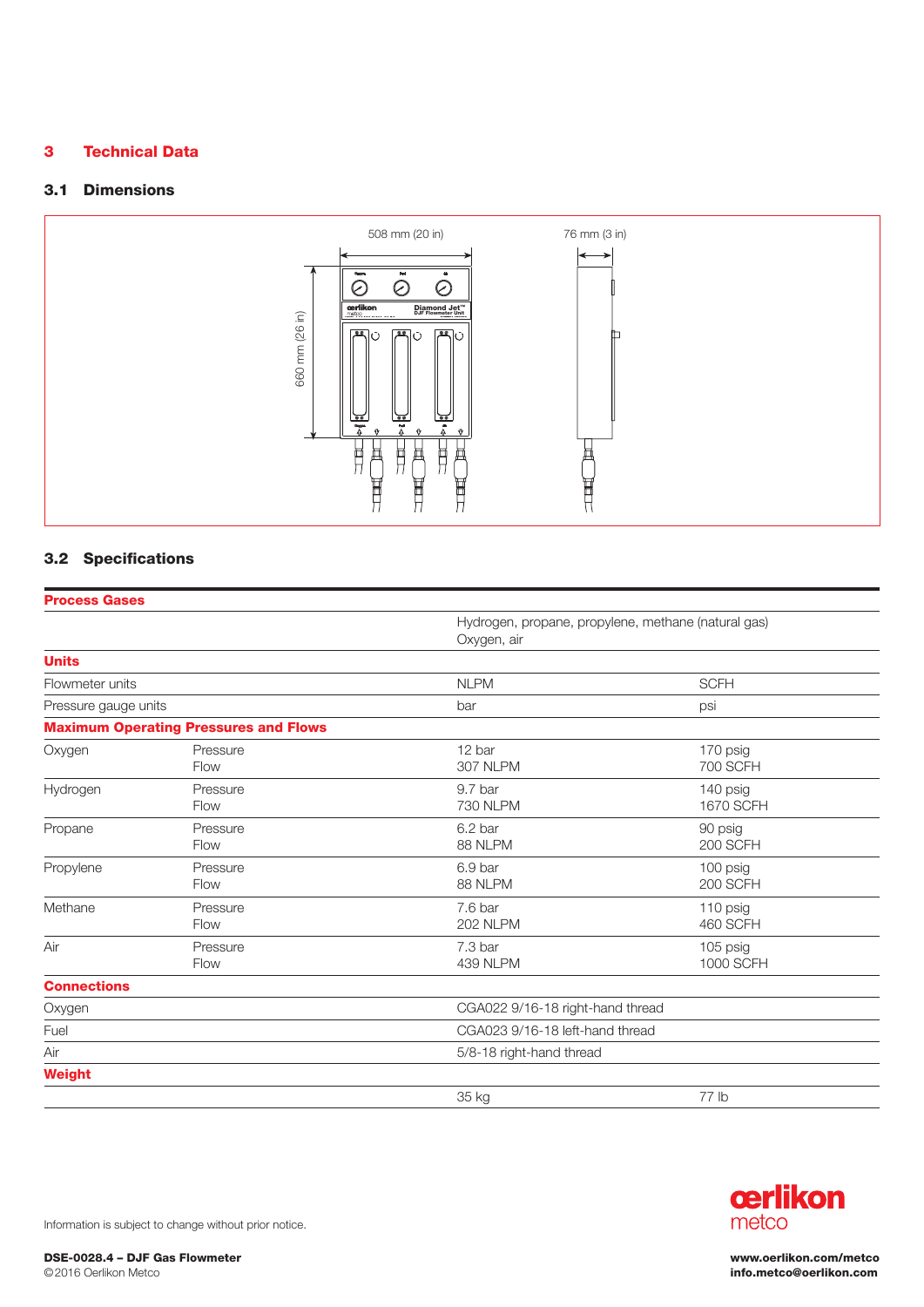# 3 Technical Data

## 3.1 Dimensions

508 mm (20 in)

76 mm (3 in)

660 mm (26 in)

## 3.2 Specifications

| | | | |
|---|---|---|---|
| **Process Gases** | | | |
| | | Hydrogen, propane, propylene, methane (natural gas)<br>Oxygen, air | |
| **Units** | | | |
| Flowmeter units | | NLPM | SCFH |
| Pressure gauge units | | bar | psi |
| **Maximum Operating Pressures and Flows** | | | |
| Oxygen | Pressure<br>Flow | 12 bar<br>307 NLPM | 170 psig<br>700 SCFH |
| Hydrogen | Pressure<br>Flow | 9.7 bar<br>730 NLPM | 140 psig<br>1670 SCFH |
| Propane | Pressure<br>Flow | 6.2 bar<br>88 NLPM | 90 psig<br>200 SCFH |
| Propylene | Pressure<br>Flow | 6.9 bar<br>88 NLPM | 100 psig<br>200 SCFH |
| Methane | Pressure<br>Flow | 7.6 bar<br>202 NLPM | 110 psig<br>460 SCFH |
| Air | Pressure<br>Flow | 7.3 bar<br>439 NLPM | 105 psig<br>1000 SCFH |
| **Connections** | | | |
| Oxygen | | CGA022 9/16-18 right-hand thread | |
| Fuel | | CGA023 9/16-18 left-hand thread | |
| Air | | 5/8-18 right-hand thread | |
| **Weight** | | | |
| | | 35 kg | 77 lb |

Information is subject to change without prior notice.

**DSE-0028.4 – DJF Gas Flowmeter**
©2016 Oerlikon Metco

oerlikon metco

**www.oerlikon.com/metco**
**info.metco@oerlikon.com**